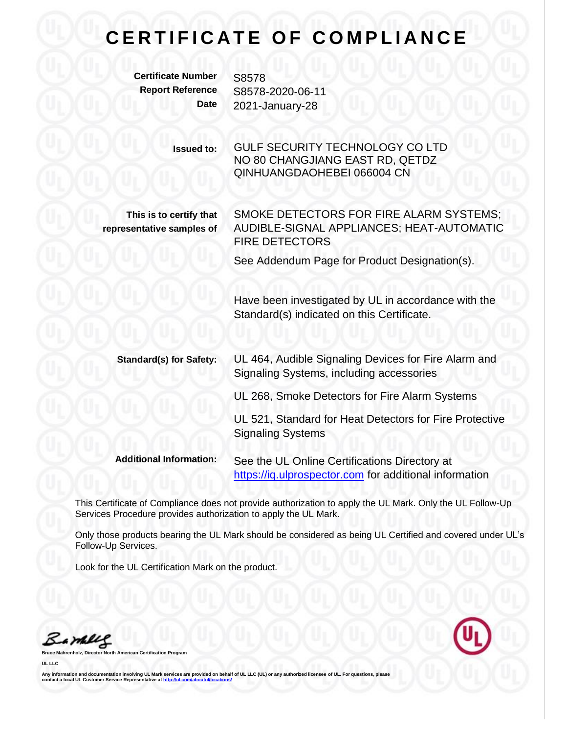# CERTIFICATE OF COMPLIANCE

**Certificate Number** S8578
**Report Reference** S8578-2020-06-11
**Date** 2021-January-28

**Issued to:** GULF SECURITY TECHNOLOGY CO LTD
NO 80 CHANGJIANG EAST RD, QETDZ
QINHUANGDAOHEBEI 066004 CN

**This is to certify that representative samples of** SMOKE DETECTORS FOR FIRE ALARM SYSTEMS; AUDIBLE-SIGNAL APPLIANCES; HEAT-AUTOMATIC FIRE DETECTORS

See Addendum Page for Product Designation(s).

Have been investigated by UL in accordance with the Standard(s) indicated on this Certificate.

**Standard(s) for Safety:** UL 464, Audible Signaling Devices for Fire Alarm and Signaling Systems, including accessories

UL 268, Smoke Detectors for Fire Alarm Systems

UL 521, Standard for Heat Detectors for Fire Protective Signaling Systems

**Additional Information:** See the UL Online Certifications Directory at https://iq.ulprospector.com for additional information

This Certificate of Compliance does not provide authorization to apply the UL Mark. Only the UL Follow-Up Services Procedure provides authorization to apply the UL Mark.

Only those products bearing the UL Mark should be considered as being UL Certified and covered under UL's Follow-Up Services.

Look for the UL Certification Mark on the product.

**Bruce Mahrenholz, Director North American Certification Program**

**UL LLC**

**Any information and documentation involving UL Mark services are provided on behalf of UL LLC (UL) or any authorized licensee of UL. For questions, please contact a local UL Customer Service Representative at http://ul.com/aboutul/locations/**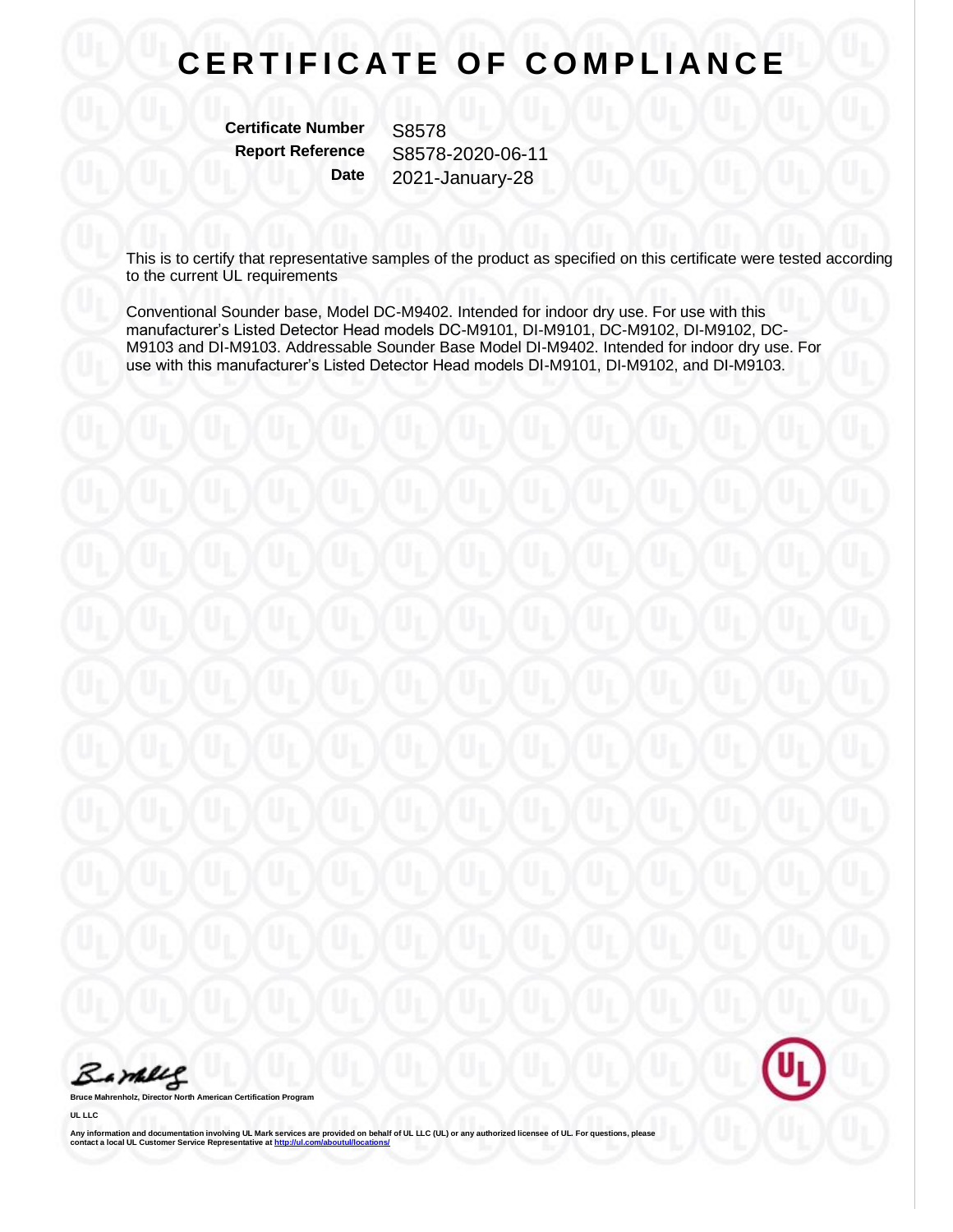# CERTIFICATE OF COMPLIANCE

**Certificate Number** S8578
**Report Reference** S8578-2020-06-11
**Date** 2021-January-28

This is to certify that representative samples of the product as specified on this certificate were tested according to the current UL requirements

Conventional Sounder base, Model DC-M9402. Intended for indoor dry use. For use with this manufacturer's Listed Detector Head models DC-M9101, DI-M9101, DC-M9102, DI-M9102, DC-M9103 and DI-M9103. Addressable Sounder Base Model DI-M9402. Intended for indoor dry use. For use with this manufacturer's Listed Detector Head models DI-M9101, DI-M9102, and DI-M9103.

**Bruce Mahrenholz, Director North American Certification Program**

**UL LLC**

**Any information and documentation involving UL Mark services are provided on behalf of UL LLC (UL) or any authorized licensee of UL. For questions, please contact a local UL Customer Service Representative at http://ul.com/aboutul/locations/**